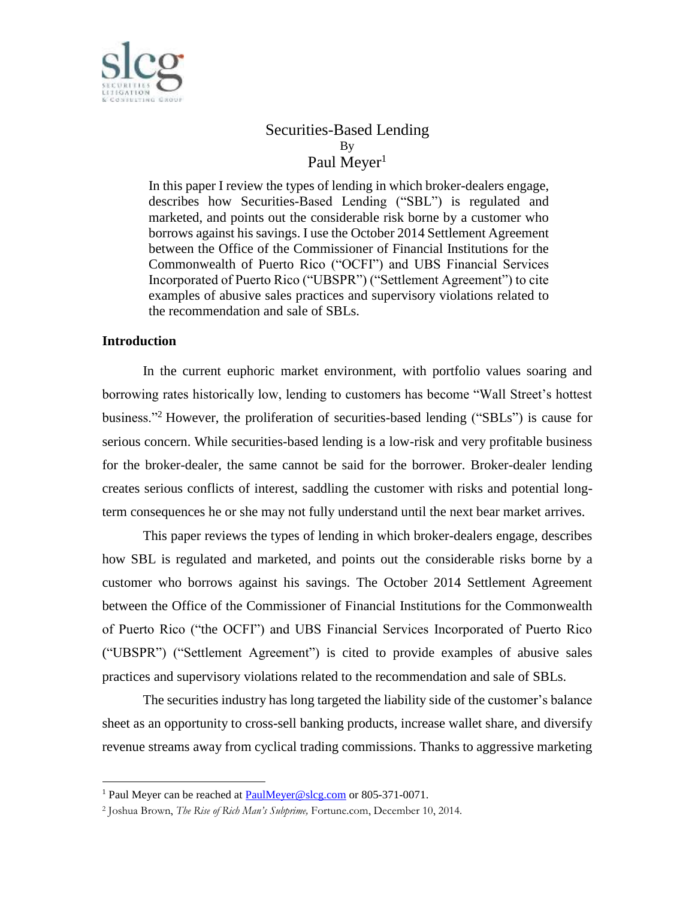# Securities-Based Lending

By

Paul Meyer[1]

In this paper I review the types of lending in which broker-dealers engage, describes how Securities-Based Lending ("SBL") is regulated and marketed, and points out the considerable risk borne by a customer who borrows against his savings. I use the October 2014 Settlement Agreement between the Office of the Commissioner of Financial Institutions for the Commonwealth of Puerto Rico ("OCFI") and UBS Financial Services Incorporated of Puerto Rico ("UBSPR") ("Settlement Agreement") to cite examples of abusive sales practices and supervisory violations related to the recommendation and sale of SBLs.

## Introduction

In the current euphoric market environment, with portfolio values soaring and borrowing rates historically low, lending to customers has become "Wall Street's hottest business."[2] However, the proliferation of securities-based lending ("SBLs") is cause for serious concern. While securities-based lending is a low-risk and very profitable business for the broker-dealer, the same cannot be said for the borrower. Broker-dealer lending creates serious conflicts of interest, saddling the customer with risks and potential long-term consequences he or she may not fully understand until the next bear market arrives.

This paper reviews the types of lending in which broker-dealers engage, describes how SBL is regulated and marketed, and points out the considerable risks borne by a customer who borrows against his savings. The October 2014 Settlement Agreement between the Office of the Commissioner of Financial Institutions for the Commonwealth of Puerto Rico ("the OCFI") and UBS Financial Services Incorporated of Puerto Rico ("UBSPR") ("Settlement Agreement") is cited to provide examples of abusive sales practices and supervisory violations related to the recommendation and sale of SBLs.

The securities industry has long targeted the liability side of the customer's balance sheet as an opportunity to cross-sell banking products, increase wallet share, and diversify revenue streams away from cyclical trading commissions. Thanks to aggressive marketing

---

[1] Paul Meyer can be reached at PaulMeyer@slcg.com or 805-371-0071.

[2] Joshua Brown, *The Rise of Rich Man's Subprime,* Fortune.com, December 10, 2014.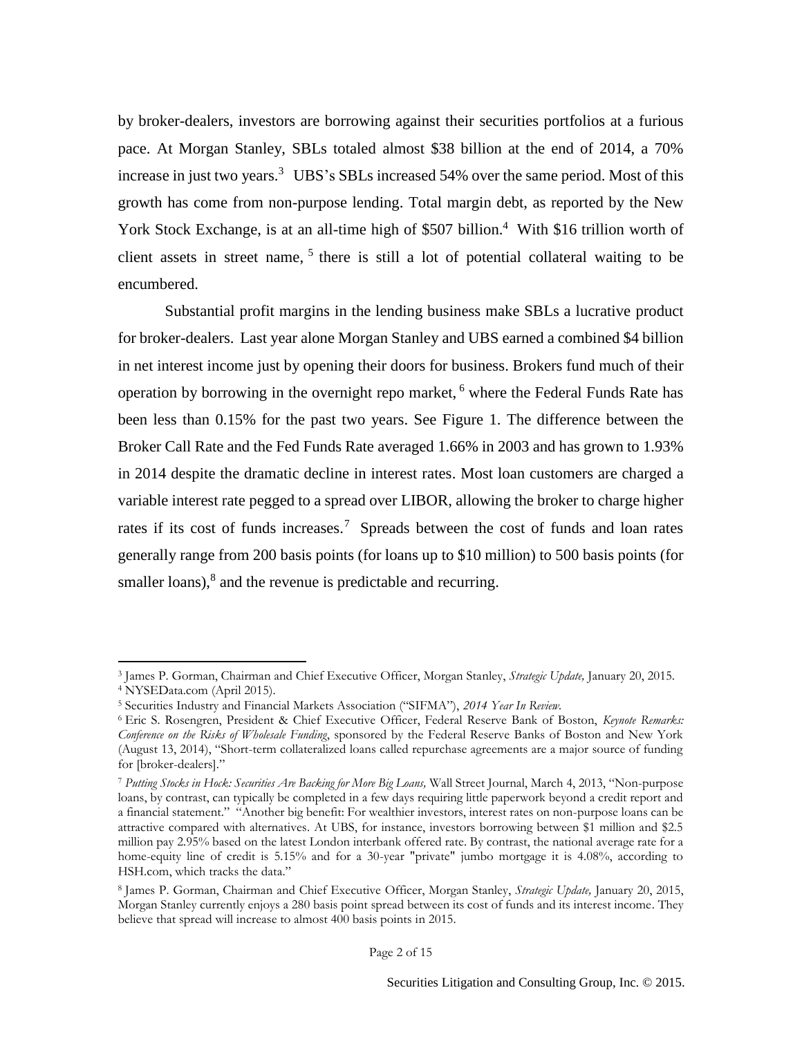by broker-dealers, investors are borrowing against their securities portfolios at a furious pace. At Morgan Stanley, SBLs totaled almost $38 billion at the end of 2014, a 70% increase in just two years.[3] UBS's SBLs increased 54% over the same period. Most of this growth has come from non-purpose lending. Total margin debt, as reported by the New York Stock Exchange, is at an all-time high of $507 billion.[4] With $16 trillion worth of client assets in street name, [5] there is still a lot of potential collateral waiting to be encumbered.

Substantial profit margins in the lending business make SBLs a lucrative product for broker-dealers. Last year alone Morgan Stanley and UBS earned a combined $4 billion in net interest income just by opening their doors for business. Brokers fund much of their operation by borrowing in the overnight repo market, [6] where the Federal Funds Rate has been less than 0.15% for the past two years. See Figure 1. The difference between the Broker Call Rate and the Fed Funds Rate averaged 1.66% in 2003 and has grown to 1.93% in 2014 despite the dramatic decline in interest rates. Most loan customers are charged a variable interest rate pegged to a spread over LIBOR, allowing the broker to charge higher rates if its cost of funds increases.[7] Spreads between the cost of funds and loan rates generally range from 200 basis points (for loans up to $10 million) to 500 basis points (for smaller loans),[8] and the revenue is predictable and recurring.

---

[3] James P. Gorman, Chairman and Chief Executive Officer, Morgan Stanley, *Strategic Update,* January 20, 2015.

[4] NYSEData.com (April 2015).

[5] Securities Industry and Financial Markets Association ("SIFMA"), *2014 Year In Review.*

[6] Eric S. Rosengren, President & Chief Executive Officer, Federal Reserve Bank of Boston, *Keynote Remarks: Conference on the Risks of Wholesale Funding*, sponsored by the Federal Reserve Banks of Boston and New York (August 13, 2014), "Short-term collateralized loans called repurchase agreements are a major source of funding for [broker-dealers]."

[7] *Putting Stocks in Hock: Securities Are Backing for More Big Loans,* Wall Street Journal, March 4, 2013, "Non-purpose loans, by contrast, can typically be completed in a few days requiring little paperwork beyond a credit report and a financial statement." "Another big benefit: For wealthier investors, interest rates on non-purpose loans can be attractive compared with alternatives. At UBS, for instance, investors borrowing between $1 million and $2.5 million pay 2.95% based on the latest London interbank offered rate. By contrast, the national average rate for a home-equity line of credit is 5.15% and for a 30-year "private" jumbo mortgage it is 4.08%, according to HSH.com, which tracks the data."

[8] James P. Gorman, Chairman and Chief Executive Officer, Morgan Stanley, *Strategic Update,* January 20, 2015, Morgan Stanley currently enjoys a 280 basis point spread between its cost of funds and its interest income. They believe that spread will increase to almost 400 basis points in 2015.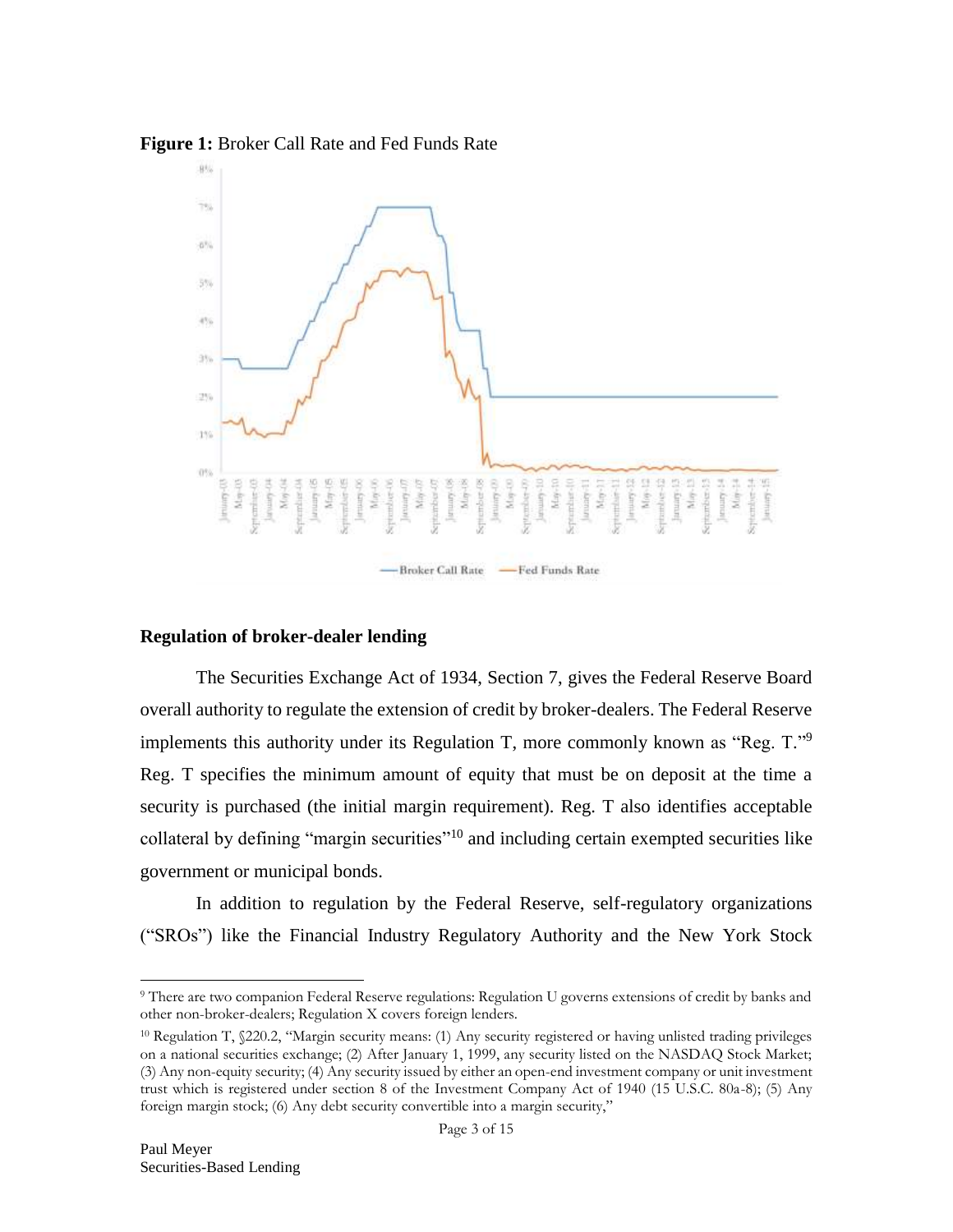**Figure 1:** Broker Call Rate and Fed Funds Rate

## Regulation of broker-dealer lending

The Securities Exchange Act of 1934, Section 7, gives the Federal Reserve Board overall authority to regulate the extension of credit by broker-dealers. The Federal Reserve implements this authority under its Regulation T, more commonly known as "Reg. T."[9] Reg. T specifies the minimum amount of equity that must be on deposit at the time a security is purchased (the initial margin requirement). Reg. T also identifies acceptable collateral by defining "margin securities"[10] and including certain exempted securities like government or municipal bonds.

In addition to regulation by the Federal Reserve, self-regulatory organizations ("SROs") like the Financial Industry Regulatory Authority and the New York Stock

---

[9] There are two companion Federal Reserve regulations: Regulation U governs extensions of credit by banks and other non-broker-dealers; Regulation X covers foreign lenders.

[10] Regulation T, §220.2, "Margin security means: (1) Any security registered or having unlisted trading privileges on a national securities exchange; (2) After January 1, 1999, any security listed on the NASDAQ Stock Market; (3) Any non-equity security; (4) Any security issued by either an open-end investment company or unit investment trust which is registered under section 8 of the Investment Company Act of 1940 (15 U.S.C. 80a-8); (5) Any foreign margin stock; (6) Any debt security convertible into a margin security,"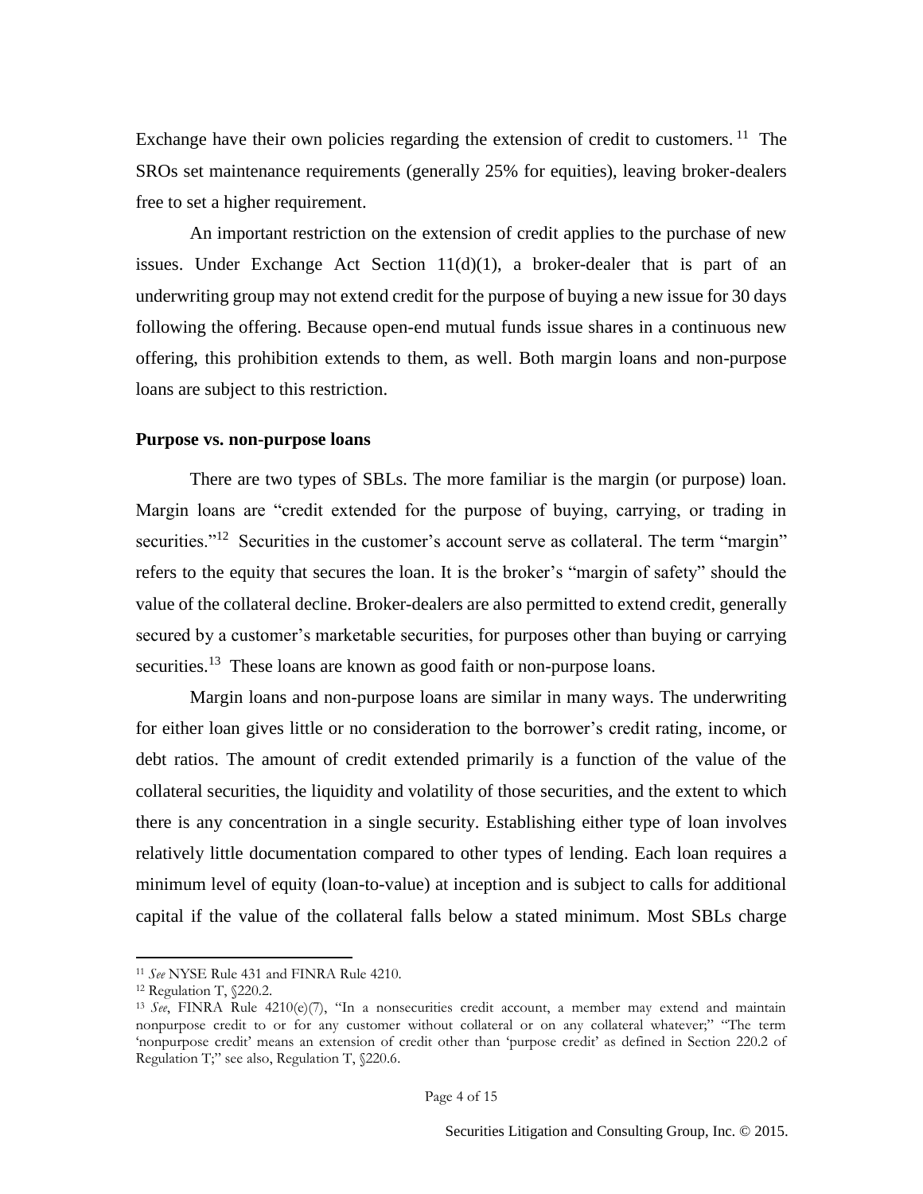Exchange have their own policies regarding the extension of credit to customers.[11] The SROs set maintenance requirements (generally 25% for equities), leaving broker-dealers free to set a higher requirement.

An important restriction on the extension of credit applies to the purchase of new issues. Under Exchange Act Section 11(d)(1), a broker-dealer that is part of an underwriting group may not extend credit for the purpose of buying a new issue for 30 days following the offering. Because open-end mutual funds issue shares in a continuous new offering, this prohibition extends to them, as well. Both margin loans and non-purpose loans are subject to this restriction.

### Purpose vs. non-purpose loans

There are two types of SBLs. The more familiar is the margin (or purpose) loan. Margin loans are "credit extended for the purpose of buying, carrying, or trading in securities."[12] Securities in the customer's account serve as collateral. The term "margin" refers to the equity that secures the loan. It is the broker's "margin of safety" should the value of the collateral decline. Broker-dealers are also permitted to extend credit, generally secured by a customer's marketable securities, for purposes other than buying or carrying securities.[13] These loans are known as good faith or non-purpose loans.

Margin loans and non-purpose loans are similar in many ways. The underwriting for either loan gives little or no consideration to the borrower's credit rating, income, or debt ratios. The amount of credit extended primarily is a function of the value of the collateral securities, the liquidity and volatility of those securities, and the extent to which there is any concentration in a single security. Establishing either type of loan involves relatively little documentation compared to other types of lending. Each loan requires a minimum level of equity (loan-to-value) at inception and is subject to calls for additional capital if the value of the collateral falls below a stated minimum. Most SBLs charge

---

[11] *See* NYSE Rule 431 and FINRA Rule 4210.

[12] Regulation T, §220.2.

[13] *See*, FINRA Rule 4210(e)(7), "In a nonsecurities credit account, a member may extend and maintain nonpurpose credit to or for any customer without collateral or on any collateral whatever;" "The term 'nonpurpose credit' means an extension of credit other than 'purpose credit' as defined in Section 220.2 of Regulation T;" see also, Regulation T, §220.6.

Securities Litigation and Consulting Group, Inc. © 2015.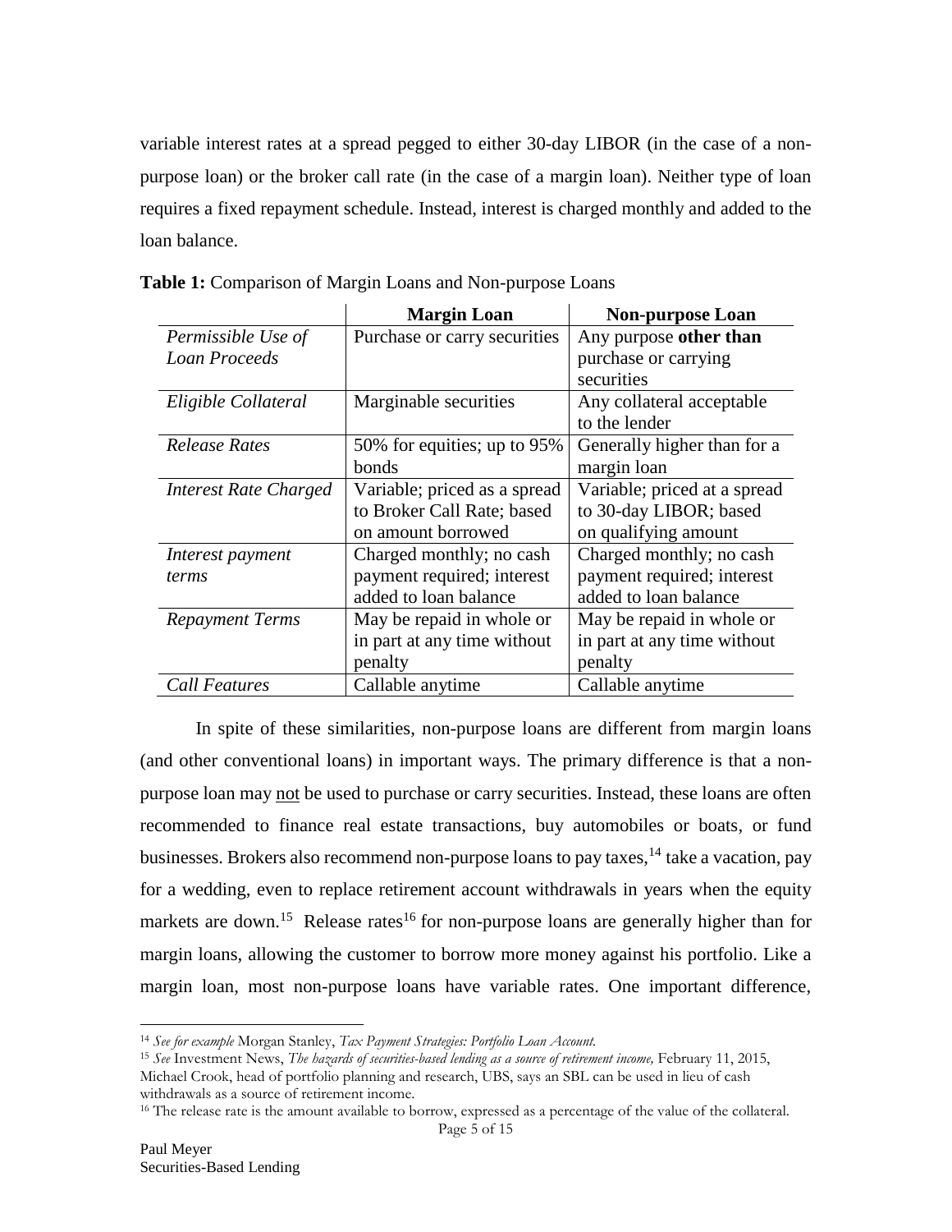variable interest rates at a spread pegged to either 30-day LIBOR (in the case of a non-purpose loan) or the broker call rate (in the case of a margin loan). Neither type of loan requires a fixed repayment schedule. Instead, interest is charged monthly and added to the loan balance.

**Table 1:** Comparison of Margin Loans and Non-purpose Loans

| | **Margin Loan** | **Non-purpose Loan** |
|---|---|---|
| *Permissible Use of Loan Proceeds* | Purchase or carry securities | Any purpose **other than** purchase or carrying securities |
| *Eligible Collateral* | Marginable securities | Any collateral acceptable to the lender |
| *Release Rates* | 50% for equities; up to 95% bonds | Generally higher than for a margin loan |
| *Interest Rate Charged* | Variable; priced as a spread to Broker Call Rate; based on amount borrowed | Variable; priced at a spread to 30-day LIBOR; based on qualifying amount |
| *Interest payment terms* | Charged monthly; no cash payment required; interest added to loan balance | Charged monthly; no cash payment required; interest added to loan balance |
| *Repayment Terms* | May be repaid in whole or in part at any time without penalty | May be repaid in whole or in part at any time without penalty |
| *Call Features* | Callable anytime | Callable anytime |

In spite of these similarities, non-purpose loans are different from margin loans (and other conventional loans) in important ways. The primary difference is that a non-purpose loan may <u>not</u> be used to purchase or carry securities. Instead, these loans are often recommended to finance real estate transactions, buy automobiles or boats, or fund businesses. Brokers also recommend non-purpose loans to pay taxes,[14] take a vacation, pay for a wedding, even to replace retirement account withdrawals in years when the equity markets are down.[15] Release rates[16] for non-purpose loans are generally higher than for margin loans, allowing the customer to borrow more money against his portfolio. Like a margin loan, most non-purpose loans have variable rates. One important difference,

---

[14] *See for example* Morgan Stanley, *Tax Payment Strategies: Portfolio Loan Account.*

[15] *See* Investment News, *The hazards of securities-based lending as a source of retirement income,* February 11, 2015, Michael Crook, head of portfolio planning and research, UBS, says an SBL can be used in lieu of cash withdrawals as a source of retirement income.

[16] The release rate is the amount available to borrow, expressed as a percentage of the value of the collateral.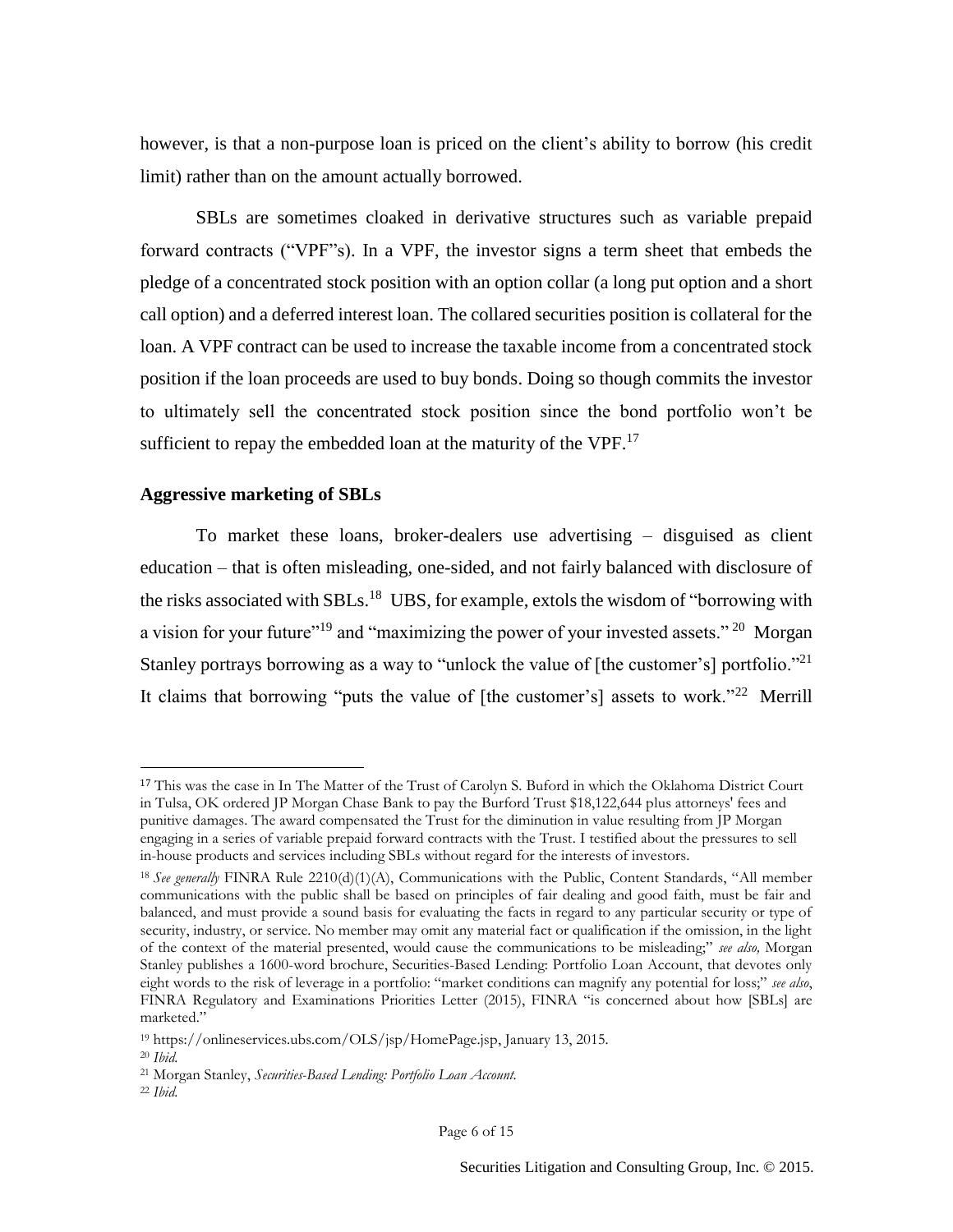however, is that a non-purpose loan is priced on the client's ability to borrow (his credit limit) rather than on the amount actually borrowed.

SBLs are sometimes cloaked in derivative structures such as variable prepaid forward contracts ("VPF"s). In a VPF, the investor signs a term sheet that embeds the pledge of a concentrated stock position with an option collar (a long put option and a short call option) and a deferred interest loan. The collared securities position is collateral for the loan. A VPF contract can be used to increase the taxable income from a concentrated stock position if the loan proceeds are used to buy bonds. Doing so though commits the investor to ultimately sell the concentrated stock position since the bond portfolio won't be sufficient to repay the embedded loan at the maturity of the VPF.[17]

**Aggressive marketing of SBLs**

To market these loans, broker-dealers use advertising – disguised as client education – that is often misleading, one-sided, and not fairly balanced with disclosure of the risks associated with SBLs.[18] UBS, for example, extols the wisdom of "borrowing with a vision for your future"[19] and "maximizing the power of your invested assets."[20] Morgan Stanley portrays borrowing as a way to "unlock the value of [the customer's] portfolio."[21] It claims that borrowing "puts the value of [the customer's] assets to work."[22] Merrill

---

[17] This was the case in In The Matter of the Trust of Carolyn S. Buford in which the Oklahoma District Court in Tulsa, OK ordered JP Morgan Chase Bank to pay the Burford Trust $18,122,644 plus attorneys' fees and punitive damages. The award compensated the Trust for the diminution in value resulting from JP Morgan engaging in a series of variable prepaid forward contracts with the Trust. I testified about the pressures to sell in-house products and services including SBLs without regard for the interests of investors.

[18] *See generally* FINRA Rule 2210(d)(1)(A), Communications with the Public, Content Standards, "All member communications with the public shall be based on principles of fair dealing and good faith, must be fair and balanced, and must provide a sound basis for evaluating the facts in regard to any particular security or type of security, industry, or service. No member may omit any material fact or qualification if the omission, in the light of the context of the material presented, would cause the communications to be misleading;" *see also,* Morgan Stanley publishes a 1600-word brochure, Securities-Based Lending: Portfolio Loan Account, that devotes only eight words to the risk of leverage in a portfolio: "market conditions can magnify any potential for loss;" *see also*, FINRA Regulatory and Examinations Priorities Letter (2015), FINRA "is concerned about how [SBLs] are marketed."

[19] https://onlineservices.ubs.com/OLS/jsp/HomePage.jsp, January 13, 2015.

[20] *Ibid.*

[21] Morgan Stanley, *Securities-Based Lending: Portfolio Loan Account.*

[22] *Ibid.*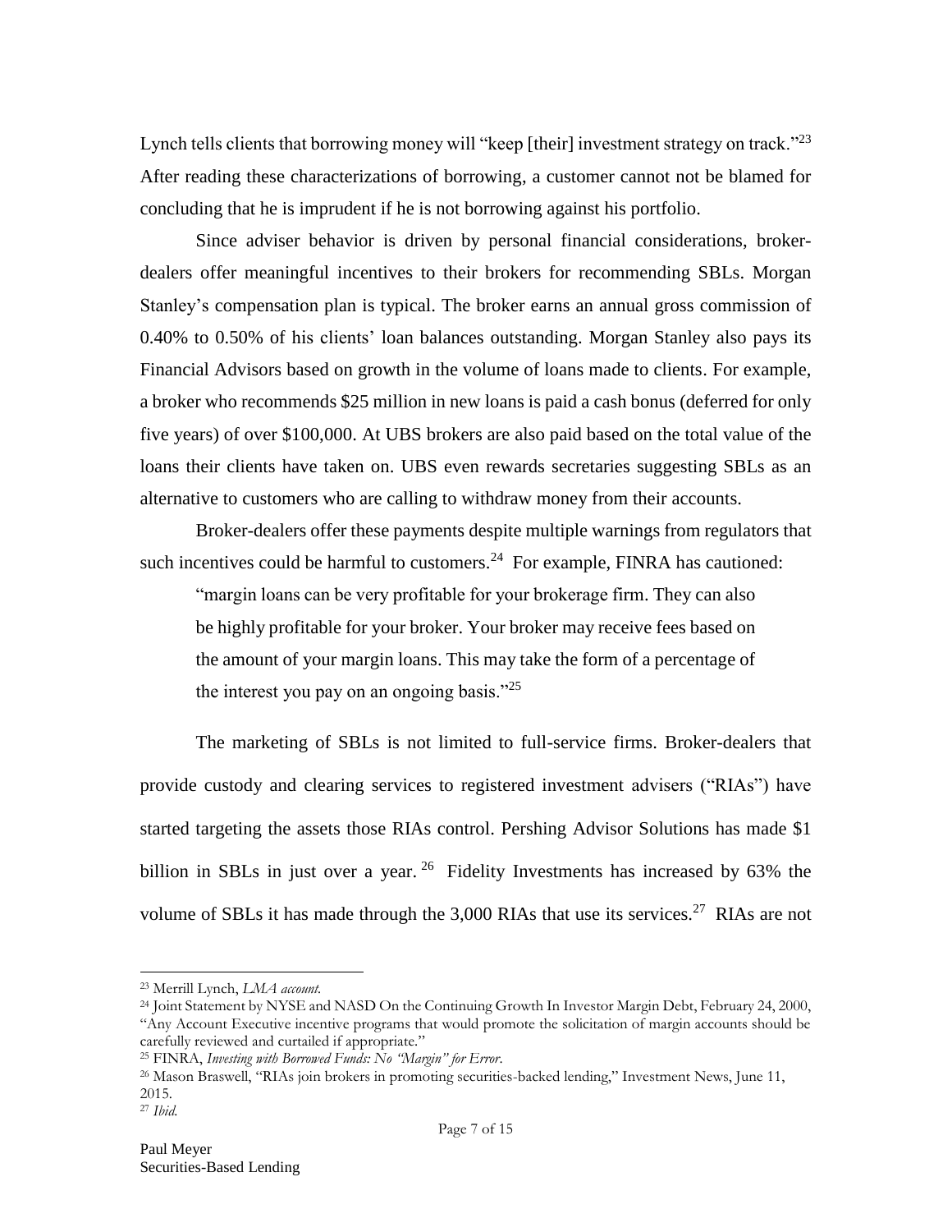Lynch tells clients that borrowing money will "keep [their] investment strategy on track."[23] After reading these characterizations of borrowing, a customer cannot not be blamed for concluding that he is imprudent if he is not borrowing against his portfolio.

Since adviser behavior is driven by personal financial considerations, broker-dealers offer meaningful incentives to their brokers for recommending SBLs. Morgan Stanley's compensation plan is typical. The broker earns an annual gross commission of 0.40% to 0.50% of his clients' loan balances outstanding. Morgan Stanley also pays its Financial Advisors based on growth in the volume of loans made to clients. For example, a broker who recommends $25 million in new loans is paid a cash bonus (deferred for only five years) of over $100,000. At UBS brokers are also paid based on the total value of the loans their clients have taken on. UBS even rewards secretaries suggesting SBLs as an alternative to customers who are calling to withdraw money from their accounts.

Broker-dealers offer these payments despite multiple warnings from regulators that such incentives could be harmful to customers.[24] For example, FINRA has cautioned:

> "margin loans can be very profitable for your brokerage firm. They can also be highly profitable for your broker. Your broker may receive fees based on the amount of your margin loans. This may take the form of a percentage of the interest you pay on an ongoing basis."[25]

The marketing of SBLs is not limited to full-service firms. Broker-dealers that provide custody and clearing services to registered investment advisers ("RIAs") have started targeting the assets those RIAs control. Pershing Advisor Solutions has made $1 billion in SBLs in just over a year.[26] Fidelity Investments has increased by 63% the volume of SBLs it has made through the 3,000 RIAs that use its services.[27] RIAs are not

---

[23] Merrill Lynch, *LMA account.*

[24] Joint Statement by NYSE and NASD On the Continuing Growth In Investor Margin Debt, February 24, 2000, "Any Account Executive incentive programs that would promote the solicitation of margin accounts should be carefully reviewed and curtailed if appropriate."

[25] FINRA, *Investing with Borrowed Funds: No "Margin" for Error.*

[26] Mason Braswell, "RIAs join brokers in promoting securities-backed lending," Investment News, June 11, 2015.

[27] *Ibid.*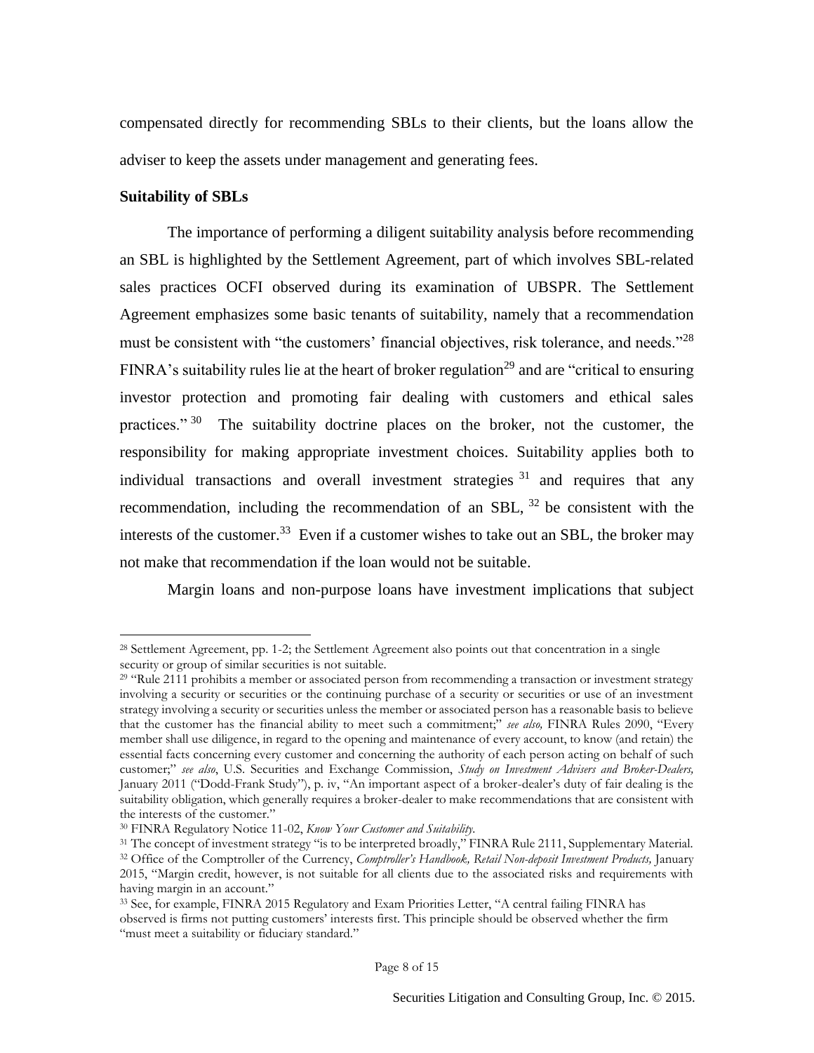compensated directly for recommending SBLs to their clients, but the loans allow the adviser to keep the assets under management and generating fees.

**Suitability of SBLs**

The importance of performing a diligent suitability analysis before recommending an SBL is highlighted by the Settlement Agreement, part of which involves SBL-related sales practices OCFI observed during its examination of UBSPR. The Settlement Agreement emphasizes some basic tenants of suitability, namely that a recommendation must be consistent with "the customers' financial objectives, risk tolerance, and needs."[28] FINRA's suitability rules lie at the heart of broker regulation[29] and are "critical to ensuring investor protection and promoting fair dealing with customers and ethical sales practices."[30] The suitability doctrine places on the broker, not the customer, the responsibility for making appropriate investment choices. Suitability applies both to individual transactions and overall investment strategies[31] and requires that any recommendation, including the recommendation of an SBL,[32] be consistent with the interests of the customer.[33] Even if a customer wishes to take out an SBL, the broker may not make that recommendation if the loan would not be suitable.

Margin loans and non-purpose loans have investment implications that subject

---

[28] Settlement Agreement, pp. 1-2; the Settlement Agreement also points out that concentration in a single security or group of similar securities is not suitable.

[29] "Rule 2111 prohibits a member or associated person from recommending a transaction or investment strategy involving a security or securities or the continuing purchase of a security or securities or use of an investment strategy involving a security or securities unless the member or associated person has a reasonable basis to believe that the customer has the financial ability to meet such a commitment;" *see also,* FINRA Rules 2090, "Every member shall use diligence, in regard to the opening and maintenance of every account, to know (and retain) the essential facts concerning every customer and concerning the authority of each person acting on behalf of such customer;" *see also*, U.S. Securities and Exchange Commission, *Study on Investment Advisers and Broker-Dealers,* January 2011 ("Dodd-Frank Study"), p. iv, "An important aspect of a broker-dealer's duty of fair dealing is the suitability obligation, which generally requires a broker-dealer to make recommendations that are consistent with the interests of the customer."

[30] FINRA Regulatory Notice 11-02, *Know Your Customer and Suitability.*

[31] The concept of investment strategy "is to be interpreted broadly," FINRA Rule 2111, Supplementary Material.

[32] Office of the Comptroller of the Currency, *Comptroller's Handbook, Retail Non-deposit Investment Products,* January 2015, "Margin credit, however, is not suitable for all clients due to the associated risks and requirements with having margin in an account."

[33] See, for example, FINRA 2015 Regulatory and Exam Priorities Letter, "A central failing FINRA has observed is firms not putting customers' interests first. This principle should be observed whether the firm "must meet a suitability or fiduciary standard."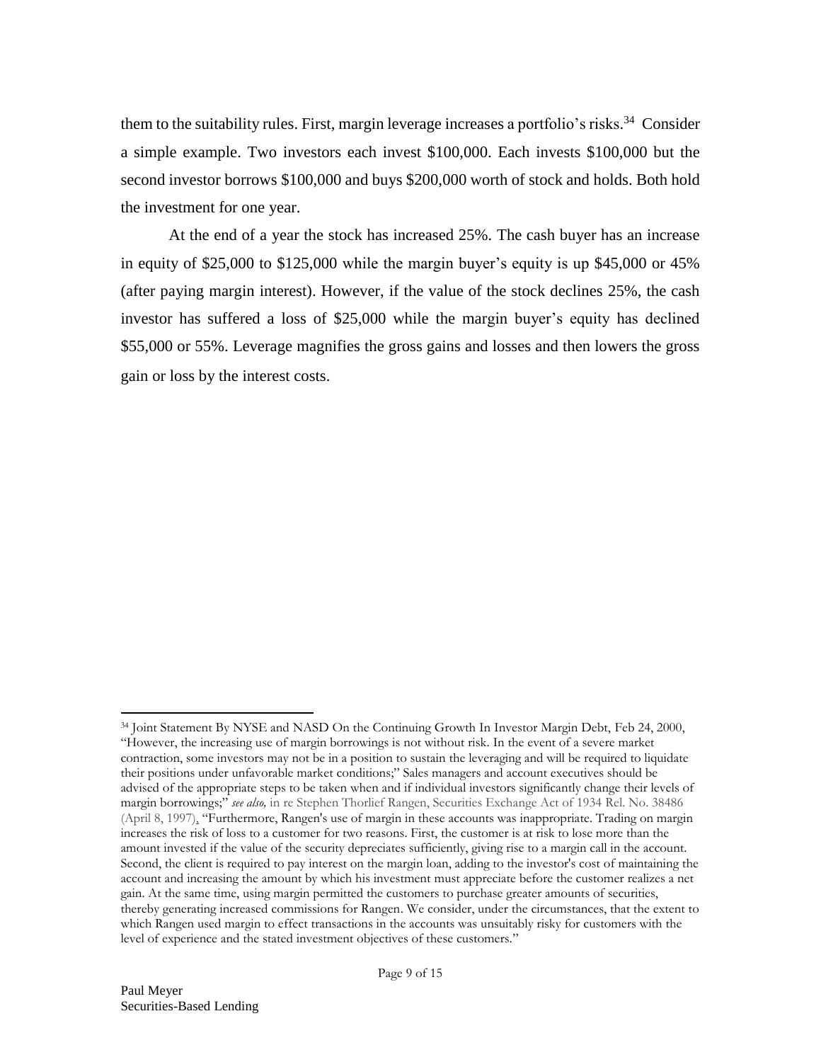them to the suitability rules. First, margin leverage increases a portfolio's risks.[34] Consider a simple example. Two investors each invest $100,000. Each invests $100,000 but the second investor borrows $100,000 and buys $200,000 worth of stock and holds. Both hold the investment for one year.

At the end of a year the stock has increased 25%. The cash buyer has an increase in equity of $25,000 to $125,000 while the margin buyer's equity is up $45,000 or 45% (after paying margin interest). However, if the value of the stock declines 25%, the cash investor has suffered a loss of $25,000 while the margin buyer's equity has declined $55,000 or 55%. Leverage magnifies the gross gains and losses and then lowers the gross gain or loss by the interest costs.

---

[34] Joint Statement By NYSE and NASD On the Continuing Growth In Investor Margin Debt, Feb 24, 2000, "However, the increasing use of margin borrowings is not without risk. In the event of a severe market contraction, some investors may not be in a position to sustain the leveraging and will be required to liquidate their positions under unfavorable market conditions;" Sales managers and account executives should be advised of the appropriate steps to be taken when and if individual investors significantly change their levels of margin borrowings;" *see also,* in re Stephen Thorlief Rangen, Securities Exchange Act of 1934 Rel. No. 38486 (April 8, 1997), "Furthermore, Rangen's use of margin in these accounts was inappropriate. Trading on margin increases the risk of loss to a customer for two reasons. First, the customer is at risk to lose more than the amount invested if the value of the security depreciates sufficiently, giving rise to a margin call in the account. Second, the client is required to pay interest on the margin loan, adding to the investor's cost of maintaining the account and increasing the amount by which his investment must appreciate before the customer realizes a net gain. At the same time, using margin permitted the customers to purchase greater amounts of securities, thereby generating increased commissions for Rangen. We consider, under the circumstances, that the extent to which Rangen used margin to effect transactions in the accounts was unsuitably risky for customers with the level of experience and the stated investment objectives of these customers."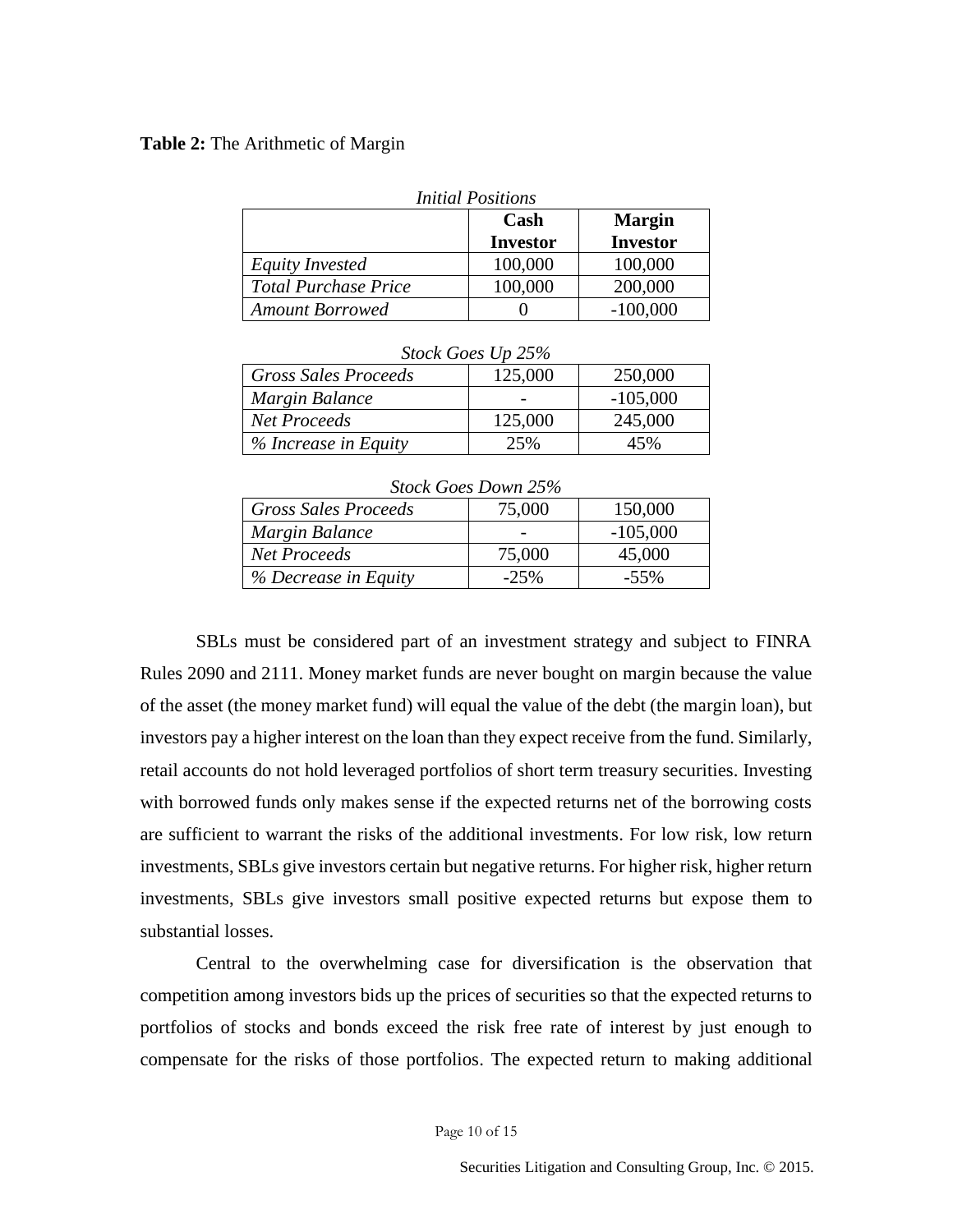**Table 2:** The Arithmetic of Margin

*Initial Positions*

| | Cash Investor | Margin Investor |
|---|---|---|
| *Equity Invested* | 100,000 | 100,000 |
| *Total Purchase Price* | 100,000 | 200,000 |
| *Amount Borrowed* | 0 | -100,000 |

*Stock Goes Up 25%*

| | Cash Investor | Margin Investor |
|---|---|---|
| *Gross Sales Proceeds* | 125,000 | 250,000 |
| *Margin Balance* | - | -105,000 |
| *Net Proceeds* | 125,000 | 245,000 |
| *% Increase in Equity* | 25% | 45% |

*Stock Goes Down 25%*

| | Cash Investor | Margin Investor |
|---|---|---|
| *Gross Sales Proceeds* | 75,000 | 150,000 |
| *Margin Balance* | - | -105,000 |
| *Net Proceeds* | 75,000 | 45,000 |
| *% Decrease in Equity* | -25% | -55% |

SBLs must be considered part of an investment strategy and subject to FINRA Rules 2090 and 2111. Money market funds are never bought on margin because the value of the asset (the money market fund) will equal the value of the debt (the margin loan), but investors pay a higher interest on the loan than they expect receive from the fund. Similarly, retail accounts do not hold leveraged portfolios of short term treasury securities. Investing with borrowed funds only makes sense if the expected returns net of the borrowing costs are sufficient to warrant the risks of the additional investments. For low risk, low return investments, SBLs give investors certain but negative returns. For higher risk, higher return investments, SBLs give investors small positive expected returns but expose them to substantial losses.

Central to the overwhelming case for diversification is the observation that competition among investors bids up the prices of securities so that the expected returns to portfolios of stocks and bonds exceed the risk free rate of interest by just enough to compensate for the risks of those portfolios. The expected return to making additional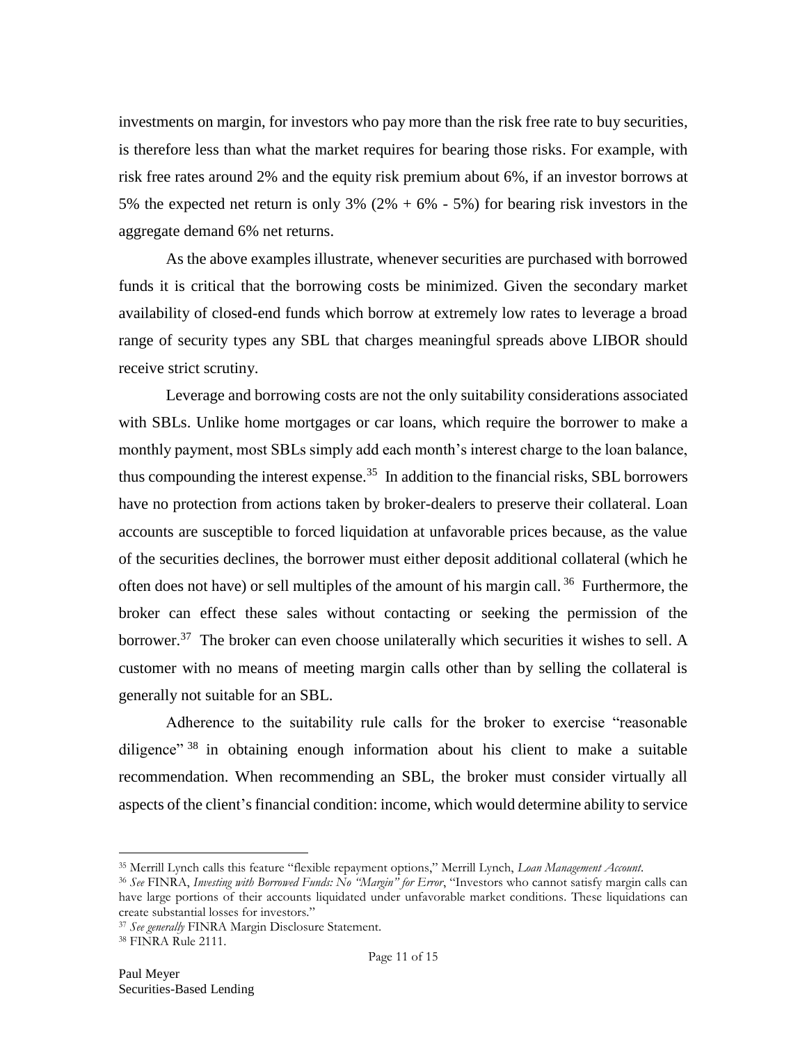investments on margin, for investors who pay more than the risk free rate to buy securities, is therefore less than what the market requires for bearing those risks. For example, with risk free rates around 2% and the equity risk premium about 6%, if an investor borrows at 5% the expected net return is only 3% (2% + 6% - 5%) for bearing risk investors in the aggregate demand 6% net returns.

As the above examples illustrate, whenever securities are purchased with borrowed funds it is critical that the borrowing costs be minimized. Given the secondary market availability of closed-end funds which borrow at extremely low rates to leverage a broad range of security types any SBL that charges meaningful spreads above LIBOR should receive strict scrutiny.

Leverage and borrowing costs are not the only suitability considerations associated with SBLs. Unlike home mortgages or car loans, which require the borrower to make a monthly payment, most SBLs simply add each month's interest charge to the loan balance, thus compounding the interest expense.[35] In addition to the financial risks, SBL borrowers have no protection from actions taken by broker-dealers to preserve their collateral. Loan accounts are susceptible to forced liquidation at unfavorable prices because, as the value of the securities declines, the borrower must either deposit additional collateral (which he often does not have) or sell multiples of the amount of his margin call.[36] Furthermore, the broker can effect these sales without contacting or seeking the permission of the borrower.[37] The broker can even choose unilaterally which securities it wishes to sell. A customer with no means of meeting margin calls other than by selling the collateral is generally not suitable for an SBL.

Adherence to the suitability rule calls for the broker to exercise "reasonable diligence"[38] in obtaining enough information about his client to make a suitable recommendation. When recommending an SBL, the broker must consider virtually all aspects of the client's financial condition: income, which would determine ability to service

---

[35] Merrill Lynch calls this feature "flexible repayment options," Merrill Lynch, *Loan Management Account*.

[36] *See* FINRA, *Investing with Borrowed Funds: No "Margin" for Error*, "Investors who cannot satisfy margin calls can have large portions of their accounts liquidated under unfavorable market conditions. These liquidations can create substantial losses for investors."

[37] *See generally* FINRA Margin Disclosure Statement.

[38] FINRA Rule 2111.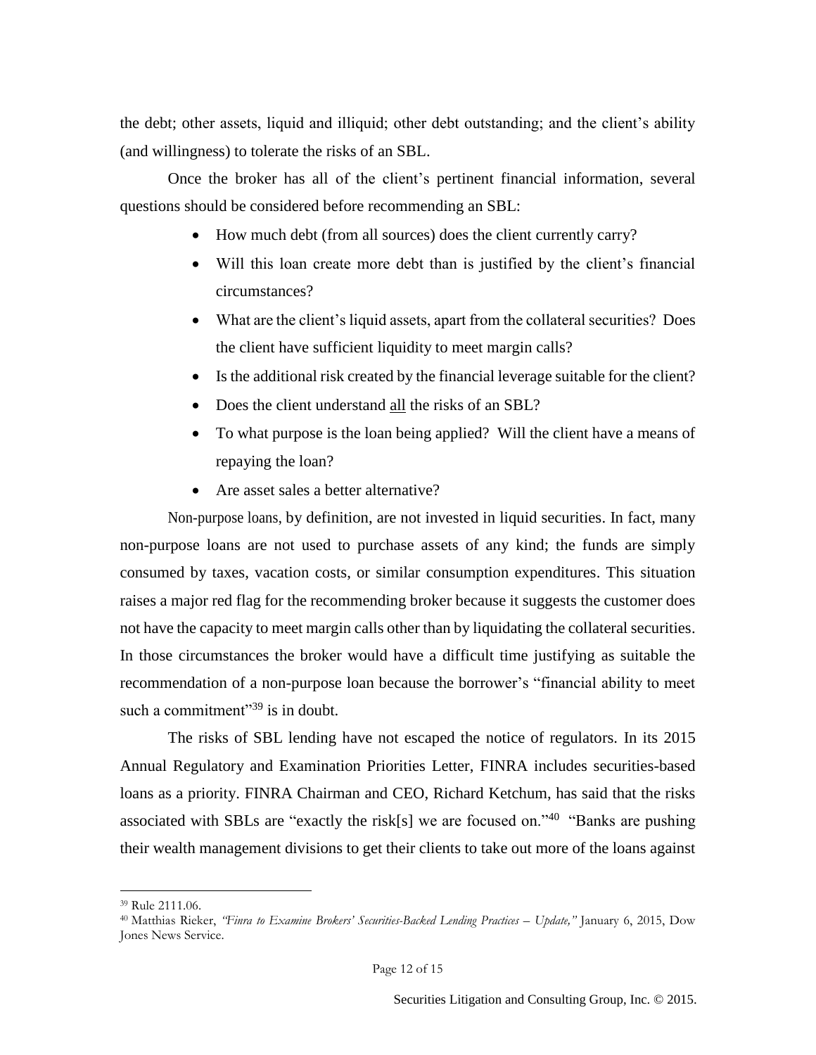the debt; other assets, liquid and illiquid; other debt outstanding; and the client's ability (and willingness) to tolerate the risks of an SBL.

Once the broker has all of the client's pertinent financial information, several questions should be considered before recommending an SBL:

- How much debt (from all sources) does the client currently carry?
- Will this loan create more debt than is justified by the client's financial circumstances?
- What are the client's liquid assets, apart from the collateral securities? Does the client have sufficient liquidity to meet margin calls?
- Is the additional risk created by the financial leverage suitable for the client?
- Does the client understand <u>all</u> the risks of an SBL?
- To what purpose is the loan being applied? Will the client have a means of repaying the loan?
- Are asset sales a better alternative?

Non-purpose loans, by definition, are not invested in liquid securities. In fact, many non-purpose loans are not used to purchase assets of any kind; the funds are simply consumed by taxes, vacation costs, or similar consumption expenditures. This situation raises a major red flag for the recommending broker because it suggests the customer does not have the capacity to meet margin calls other than by liquidating the collateral securities. In those circumstances the broker would have a difficult time justifying as suitable the recommendation of a non-purpose loan because the borrower's "financial ability to meet such a commitment"[39] is in doubt.

The risks of SBL lending have not escaped the notice of regulators. In its 2015 Annual Regulatory and Examination Priorities Letter, FINRA includes securities-based loans as a priority. FINRA Chairman and CEO, Richard Ketchum, has said that the risks associated with SBLs are "exactly the risk[s] we are focused on."[40] "Banks are pushing their wealth management divisions to get their clients to take out more of the loans against

---

[39] Rule 2111.06.

[40] Matthias Rieker, *"Finra to Examine Brokers' Securities-Backed Lending Practices – Update,"* January 6, 2015, Dow Jones News Service.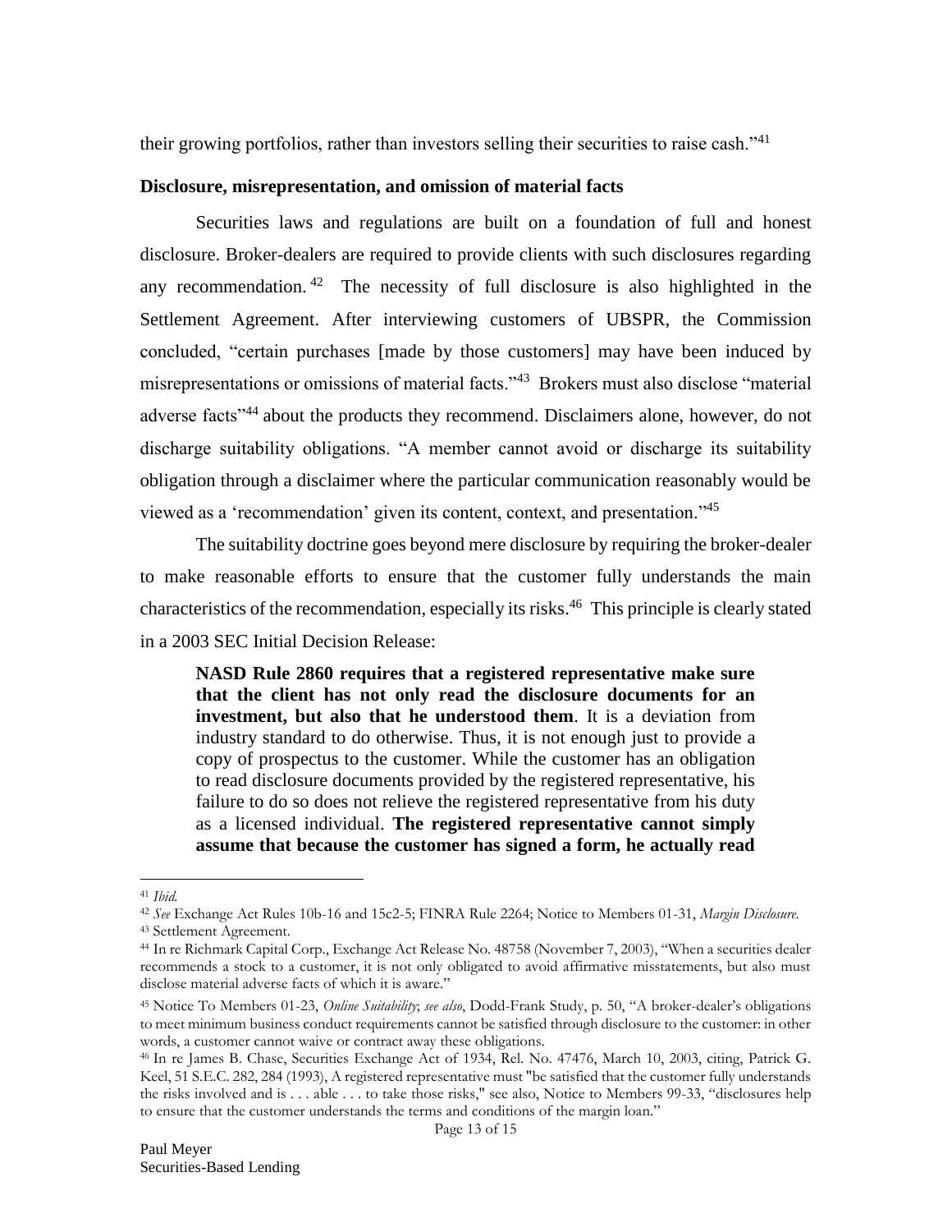their growing portfolios, rather than investors selling their securities to raise cash."[41]

**Disclosure, misrepresentation, and omission of material facts**

Securities laws and regulations are built on a foundation of full and honest disclosure. Broker-dealers are required to provide clients with such disclosures regarding any recommendation.[42] The necessity of full disclosure is also highlighted in the Settlement Agreement. After interviewing customers of UBSPR, the Commission concluded, "certain purchases [made by those customers] may have been induced by misrepresentations or omissions of material facts."[43] Brokers must also disclose "material adverse facts"[44] about the products they recommend. Disclaimers alone, however, do not discharge suitability obligations. "A member cannot avoid or discharge its suitability obligation through a disclaimer where the particular communication reasonably would be viewed as a 'recommendation' given its content, context, and presentation."[45]

The suitability doctrine goes beyond mere disclosure by requiring the broker-dealer to make reasonable efforts to ensure that the customer fully understands the main characteristics of the recommendation, especially its risks.[46] This principle is clearly stated in a 2003 SEC Initial Decision Release:

> **NASD Rule 2860 requires that a registered representative make sure that the client has not only read the disclosure documents for an investment, but also that he understood them**. It is a deviation from industry standard to do otherwise. Thus, it is not enough just to provide a copy of prospectus to the customer. While the customer has an obligation to read disclosure documents provided by the registered representative, his failure to do so does not relieve the registered representative from his duty as a licensed individual. **The registered representative cannot simply assume that because the customer has signed a form, he actually read**

---

[41] *Ibid.*

[42] *See* Exchange Act Rules 10b-16 and 15c2-5; FINRA Rule 2264; Notice to Members 01-31, *Margin Disclosure.*

[43] Settlement Agreement.

[44] In re Richmark Capital Corp., Exchange Act Release No. 48758 (November 7, 2003), "When a securities dealer recommends a stock to a customer, it is not only obligated to avoid affirmative misstatements, but also must disclose material adverse facts of which it is aware."

[45] Notice To Members 01-23, *Online Suitability*; *see also*, Dodd-Frank Study, p. 50, "A broker-dealer's obligations to meet minimum business conduct requirements cannot be satisfied through disclosure to the customer: in other words, a customer cannot waive or contract away these obligations.

[46] In re James B. Chase, Securities Exchange Act of 1934, Rel. No. 47476, March 10, 2003, citing, Patrick G. Keel, 51 S.E.C. 282, 284 (1993), A registered representative must "be satisfied that the customer fully understands the risks involved and is . . . able . . . to take those risks," see also, Notice to Members 99-33, "disclosures help to ensure that the customer understands the terms and conditions of the margin loan."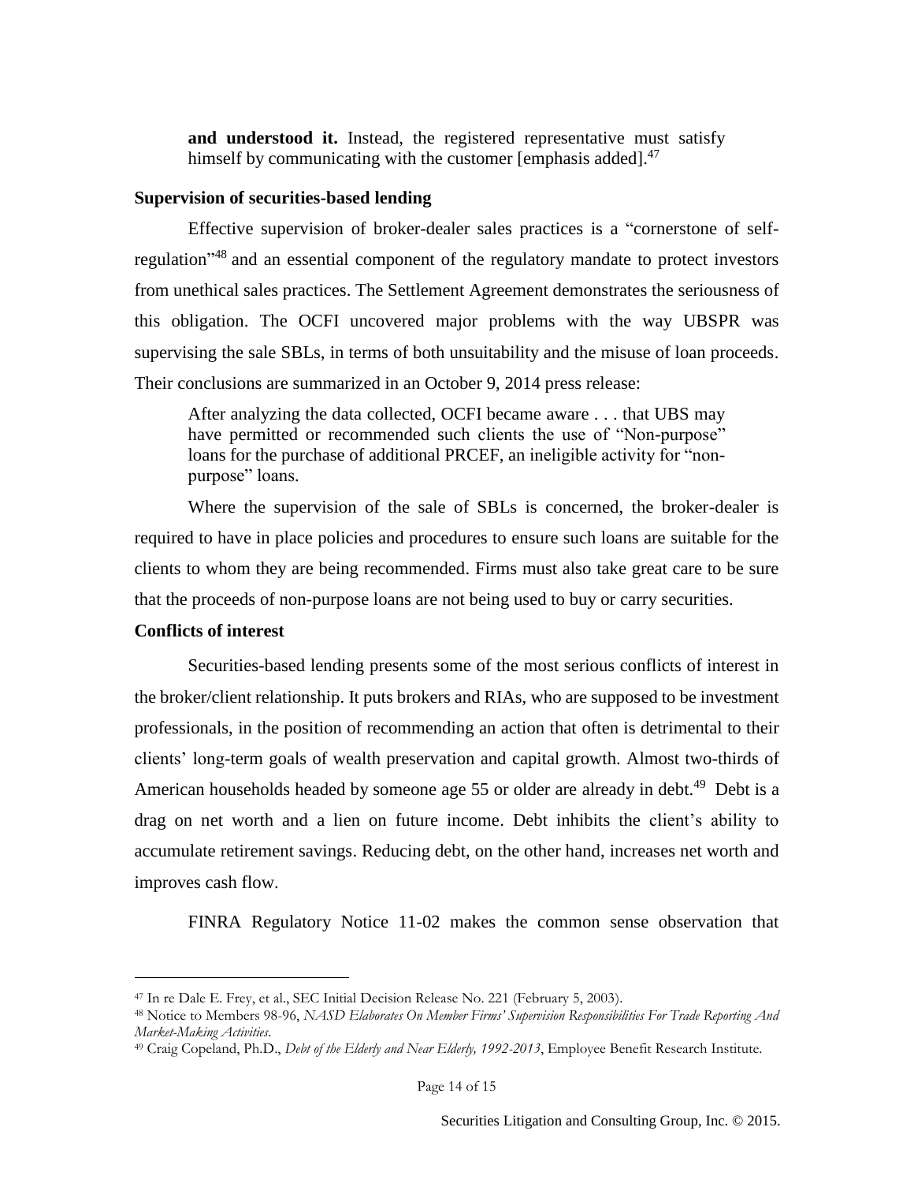> **and understood it.** Instead, the registered representative must satisfy himself by communicating with the customer [emphasis added].[47]

**Supervision of securities-based lending**

Effective supervision of broker-dealer sales practices is a "cornerstone of self-regulation"[48] and an essential component of the regulatory mandate to protect investors from unethical sales practices. The Settlement Agreement demonstrates the seriousness of this obligation. The OCFI uncovered major problems with the way UBSPR was supervising the sale SBLs, in terms of both unsuitability and the misuse of loan proceeds. Their conclusions are summarized in an October 9, 2014 press release:

> After analyzing the data collected, OCFI became aware . . . that UBS may have permitted or recommended such clients the use of "Non-purpose" loans for the purchase of additional PRCEF, an ineligible activity for "non-purpose" loans.

Where the supervision of the sale of SBLs is concerned, the broker-dealer is required to have in place policies and procedures to ensure such loans are suitable for the clients to whom they are being recommended. Firms must also take great care to be sure that the proceeds of non-purpose loans are not being used to buy or carry securities.

**Conflicts of interest**

Securities-based lending presents some of the most serious conflicts of interest in the broker/client relationship. It puts brokers and RIAs, who are supposed to be investment professionals, in the position of recommending an action that often is detrimental to their clients' long-term goals of wealth preservation and capital growth. Almost two-thirds of American households headed by someone age 55 or older are already in debt.[49] Debt is a drag on net worth and a lien on future income. Debt inhibits the client's ability to accumulate retirement savings. Reducing debt, on the other hand, increases net worth and improves cash flow.

FINRA Regulatory Notice 11-02 makes the common sense observation that

---

[47] In re Dale E. Frey, et al., SEC Initial Decision Release No. 221 (February 5, 2003).

[48] Notice to Members 98-96, *NASD Elaborates On Member Firms' Supervision Responsibilities For Trade Reporting And Market-Making Activities*.

[49] Craig Copeland, Ph.D., *Debt of the Elderly and Near Elderly, 1992-2013*, Employee Benefit Research Institute.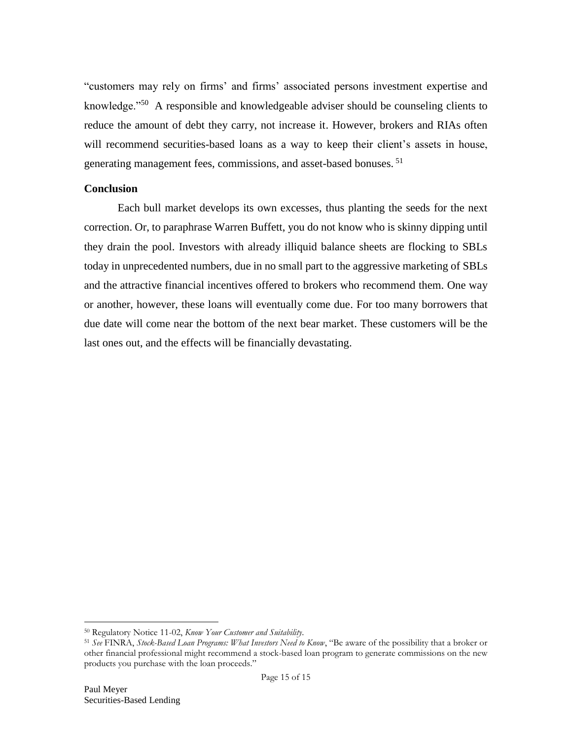"customers may rely on firms' and firms' associated persons investment expertise and knowledge."[50] A responsible and knowledgeable adviser should be counseling clients to reduce the amount of debt they carry, not increase it. However, brokers and RIAs often will recommend securities-based loans as a way to keep their client's assets in house, generating management fees, commissions, and asset-based bonuses.[51]

## Conclusion

Each bull market develops its own excesses, thus planting the seeds for the next correction. Or, to paraphrase Warren Buffett, you do not know who is skinny dipping until they drain the pool. Investors with already illiquid balance sheets are flocking to SBLs today in unprecedented numbers, due in no small part to the aggressive marketing of SBLs and the attractive financial incentives offered to brokers who recommend them. One way or another, however, these loans will eventually come due. For too many borrowers that due date will come near the bottom of the next bear market. These customers will be the last ones out, and the effects will be financially devastating.

---

[50] Regulatory Notice 11-02, *Know Your Customer and Suitability*.

[51] *See* FINRA, *Stock-Based Loan Programs: What Investors Need to Know*, "Be aware of the possibility that a broker or other financial professional might recommend a stock-based loan program to generate commissions on the new products you purchase with the loan proceeds."